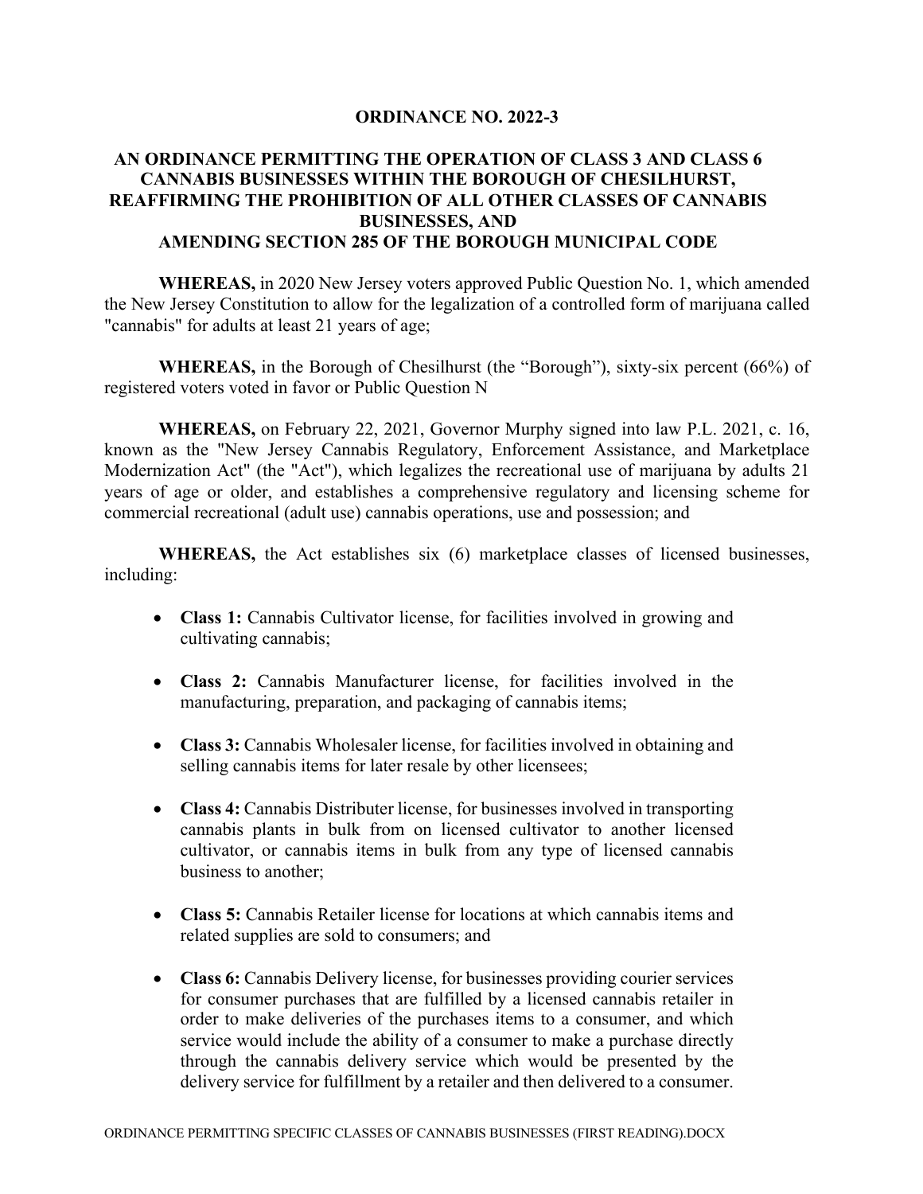**ORDINANCE NO. 2022-3**

**AN ORDINANCE PERMITTING THE OPERATION OF CLASS 3 AND CLASS 6 CANNABIS BUSINESSES WITHIN THE BOROUGH OF CHESILHURST, REAFFIRMING THE PROHIBITION OF ALL OTHER CLASSES OF CANNABIS BUSINESSES, AND AMENDING SECTION 285 OF THE BOROUGH MUNICIPAL CODE**

**WHEREAS,** in 2020 New Jersey voters approved Public Question No. 1, which amended the New Jersey Constitution to allow for the legalization of a controlled form of marijuana called "cannabis" for adults at least 21 years of age;

**WHEREAS,** in the Borough of Chesilhurst (the "Borough"), sixty-six percent (66%) of registered voters voted in favor or Public Question N

**WHEREAS,** on February 22, 2021, Governor Murphy signed into law P.L. 2021, c. 16, known as the "New Jersey Cannabis Regulatory, Enforcement Assistance, and Marketplace Modernization Act" (the "Act"), which legalizes the recreational use of marijuana by adults 21 years of age or older, and establishes a comprehensive regulatory and licensing scheme for commercial recreational (adult use) cannabis operations, use and possession; and

**WHEREAS,** the Act establishes six (6) marketplace classes of licensed businesses, including:

- **Class 1:** Cannabis Cultivator license, for facilities involved in growing and cultivating cannabis;
- **Class 2:** Cannabis Manufacturer license, for facilities involved in the manufacturing, preparation, and packaging of cannabis items;
- **Class 3:** Cannabis Wholesaler license, for facilities involved in obtaining and selling cannabis items for later resale by other licensees;
- **Class 4:** Cannabis Distributer license, for businesses involved in transporting cannabis plants in bulk from on licensed cultivator to another licensed cultivator, or cannabis items in bulk from any type of licensed cannabis business to another;
- **Class 5:** Cannabis Retailer license for locations at which cannabis items and related supplies are sold to consumers; and
- **Class 6:** Cannabis Delivery license, for businesses providing courier services for consumer purchases that are fulfilled by a licensed cannabis retailer in order to make deliveries of the purchases items to a consumer, and which service would include the ability of a consumer to make a purchase directly through the cannabis delivery service which would be presented by the delivery service for fulfillment by a retailer and then delivered to a consumer.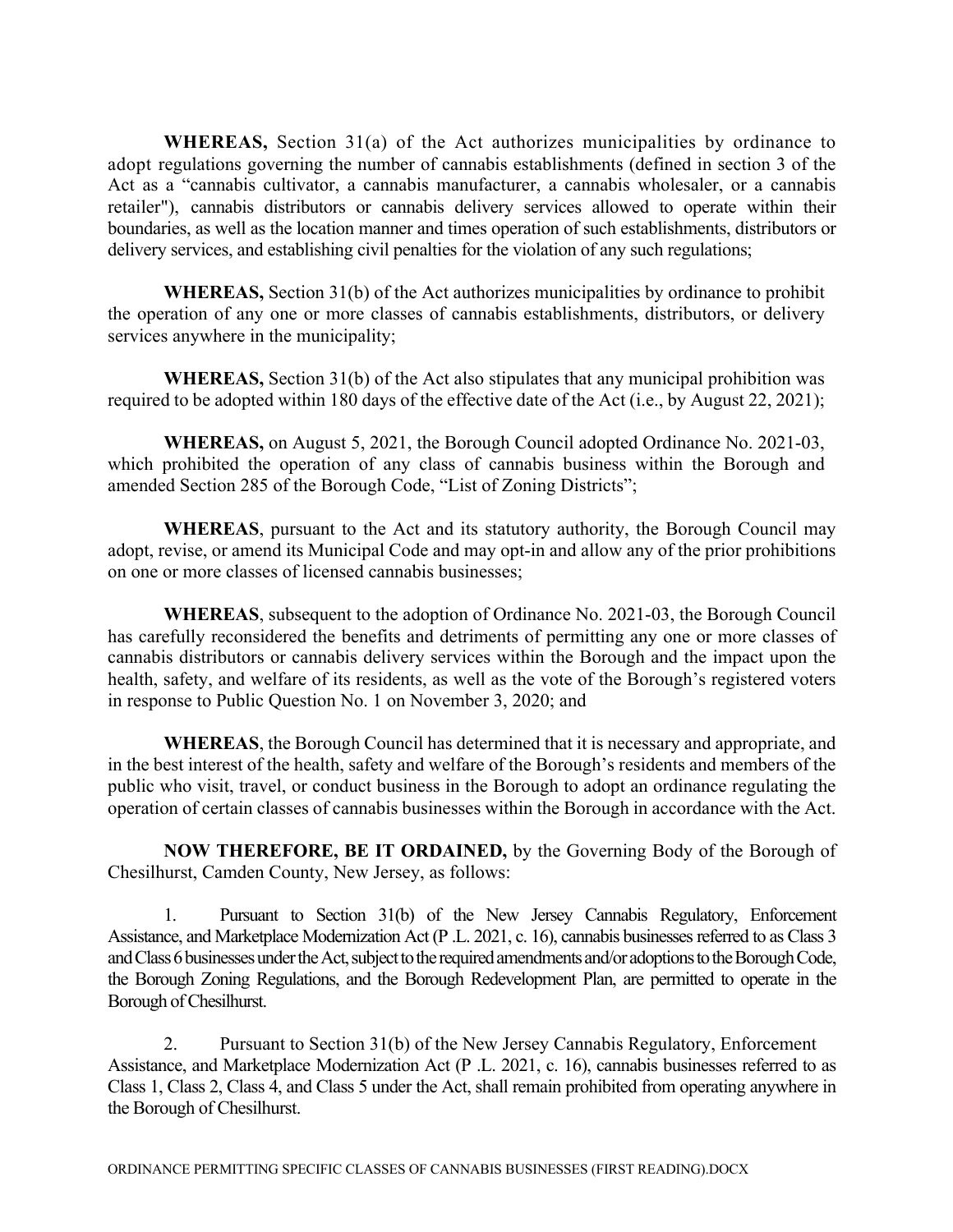**WHEREAS,** Section 31(a) of the Act authorizes municipalities by ordinance to adopt regulations governing the number of cannabis establishments (defined in section 3 of the Act as a "cannabis cultivator, a cannabis manufacturer, a cannabis wholesaler, or a cannabis retailer"), cannabis distributors or cannabis delivery services allowed to operate within their boundaries, as well as the location manner and times operation of such establishments, distributors or delivery services, and establishing civil penalties for the violation of any such regulations;

**WHEREAS,** Section 31(b) of the Act authorizes municipalities by ordinance to prohibit the operation of any one or more classes of cannabis establishments, distributors, or delivery services anywhere in the municipality;

**WHEREAS,** Section 31(b) of the Act also stipulates that any municipal prohibition was required to be adopted within 180 days of the effective date of the Act (i.e., by August 22, 2021);

**WHEREAS,** on August 5, 2021, the Borough Council adopted Ordinance No. 2021-03, which prohibited the operation of any class of cannabis business within the Borough and amended Section 285 of the Borough Code, "List of Zoning Districts";

**WHEREAS**, pursuant to the Act and its statutory authority, the Borough Council may adopt, revise, or amend its Municipal Code and may opt-in and allow any of the prior prohibitions on one or more classes of licensed cannabis businesses;

**WHEREAS**, subsequent to the adoption of Ordinance No. 2021-03, the Borough Council has carefully reconsidered the benefits and detriments of permitting any one or more classes of cannabis distributors or cannabis delivery services within the Borough and the impact upon the health, safety, and welfare of its residents, as well as the vote of the Borough's registered voters in response to Public Question No. 1 on November 3, 2020; and

**WHEREAS**, the Borough Council has determined that it is necessary and appropriate, and in the best interest of the health, safety and welfare of the Borough's residents and members of the public who visit, travel, or conduct business in the Borough to adopt an ordinance regulating the operation of certain classes of cannabis businesses within the Borough in accordance with the Act.

**NOW THEREFORE, BE IT ORDAINED,** by the Governing Body of the Borough of Chesilhurst, Camden County, New Jersey, as follows:

1. Pursuant to Section 31(b) of the New Jersey Cannabis Regulatory, Enforcement Assistance, and Marketplace Modernization Act (P .L. 2021, c. 16), cannabis businesses referred to as Class 3 and Class 6 businesses under the Act, subject to the required amendments and/or adoptions to the Borough Code, the Borough Zoning Regulations, and the Borough Redevelopment Plan, are permitted to operate in the Borough of Chesilhurst.

2. Pursuant to Section 31(b) of the New Jersey Cannabis Regulatory, Enforcement Assistance, and Marketplace Modernization Act (P .L. 2021, c. 16), cannabis businesses referred to as Class 1, Class 2, Class 4, and Class 5 under the Act, shall remain prohibited from operating anywhere in the Borough of Chesilhurst.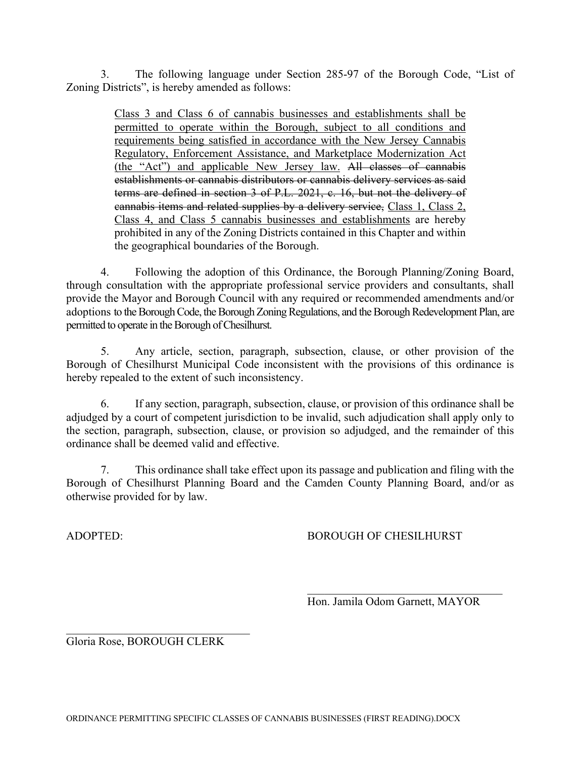3. The following language under Section 285-97 of the Borough Code, "List of Zoning Districts", is hereby amended as follows:

> <u>Class 3 and Class 6 of cannabis businesses and establishments shall be permitted to operate within the Borough, subject to all conditions and requirements being satisfied in accordance with the New Jersey Cannabis Regulatory, Enforcement Assistance, and Marketplace Modernization Act (the "Act") and applicable New Jersey law.</u> ~~All classes of cannabis establishments or cannabis distributors or cannabis delivery services as said terms are defined in section 3 of P.L. 2021, c. 16, but not the delivery of cannabis items and related supplies by a delivery service,~~ <u>Class 1, Class 2, Class 4, and Class 5 cannabis businesses and establishments</u> are hereby prohibited in any of the Zoning Districts contained in this Chapter and within the geographical boundaries of the Borough.

4. Following the adoption of this Ordinance, the Borough Planning/Zoning Board, through consultation with the appropriate professional service providers and consultants, shall provide the Mayor and Borough Council with any required or recommended amendments and/or adoptions to the Borough Code, the Borough Zoning Regulations, and the Borough Redevelopment Plan, are permitted to operate in the Borough of Chesilhurst.

5. Any article, section, paragraph, subsection, clause, or other provision of the Borough of Chesilhurst Municipal Code inconsistent with the provisions of this ordinance is hereby repealed to the extent of such inconsistency.

6. If any section, paragraph, subsection, clause, or provision of this ordinance shall be adjudged by a court of competent jurisdiction to be invalid, such adjudication shall apply only to the section, paragraph, subsection, clause, or provision so adjudged, and the remainder of this ordinance shall be deemed valid and effective.

7. This ordinance shall take effect upon its passage and publication and filing with the Borough of Chesilhurst Planning Board and the Camden County Planning Board, and/or as otherwise provided for by law.

ADOPTED: BOROUGH OF CHESILHURST

\_\_\_\_\_\_\_\_\_\_\_\_\_\_\_\_\_\_\_\_\_\_\_\_\_\_\_\_\_\_\_\_\_\_
Hon. Jamila Odom Garnett, MAYOR

\_\_\_\_\_\_\_\_\_\_\_\_\_\_\_\_\_\_\_\_\_\_\_\_\_\_\_\_\_\_\_\_\_\_
Gloria Rose, BOROUGH CLERK

ORDINANCE PERMITTING SPECIFIC CLASSES OF CANNABIS BUSINESSES (FIRST READING).DOCX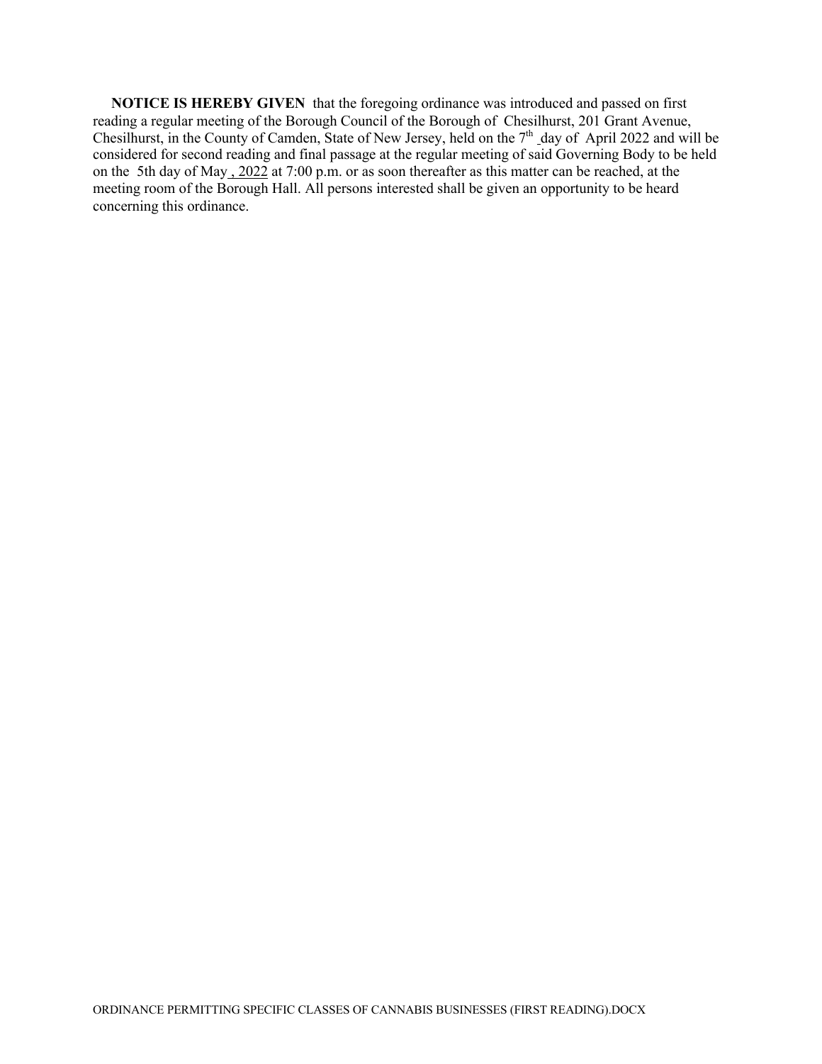**NOTICE IS HEREBY GIVEN** that the foregoing ordinance was introduced and passed on first reading a regular meeting of the Borough Council of the Borough of Chesilhurst, 201 Grant Avenue, Chesilhurst, in the County of Camden, State of New Jersey, held on the 7th day of April 2022 and will be considered for second reading and final passage at the regular meeting of said Governing Body to be held on the 5th day of May , 2022 at 7:00 p.m. or as soon thereafter as this matter can be reached, at the meeting room of the Borough Hall. All persons interested shall be given an opportunity to be heard concerning this ordinance.

ORDINANCE PERMITTING SPECIFIC CLASSES OF CANNABIS BUSINESSES (FIRST READING).DOCX